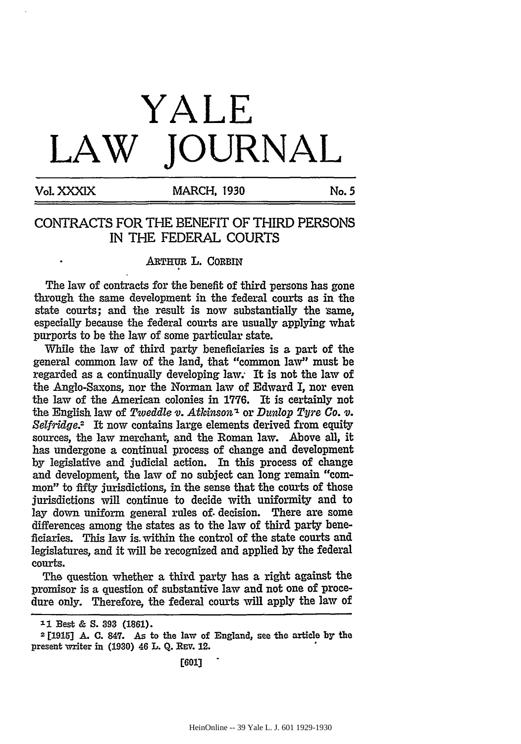# YALE LAW JOURNAL

Vol. XXXIX MARCH, 1930 No. 5

## CONTRACTS FOR THE BENEFIT OF THIRD PERSONS IN THE FEDERAL COURTS

ARTHUR L. CORBIN

The law of contracts for the benefit of third persons has gone through the same development in the federal courts as in the state courts; and the result is now substantially the same, especially because the federal courts are usually applying what purports to be the law of some particular state.

While the law of third party beneficiaries is a part of the general common law of the land, that "common law" must be regarded as a continually developing law. It is not the law of the Anglo-Saxons, nor the Norman law of Edward I, nor even the law of the American colonies in 1776. It is certainly not the English law of *Tweddle v. Atkinson*[1] or *Dunlop Tyre Co. v. Selfridge*.[2] It now contains large elements derived from equity sources, the law merchant, and the Roman law. Above all, it has undergone a continual process of change and development by legislative and judicial action. In this process of change and development, the law of no subject can long remain "common" to fifty jurisdictions, in the sense that the courts of those jurisdictions will continue to decide with uniformity and to lay down uniform general rules of decision. There are some differences among the states as to the law of third party beneficiaries. This law is within the control of the state courts and legislatures, and it will be recognized and applied by the federal courts.

The question whether a third party has a right against the promisor is a question of substantive law and not one of procedure only. Therefore, the federal courts will apply the law of

---

[1] 1 Best & S. 393 (1861).

[2] [1915] A. C. 847. As to the law of England, see the article by the present writer in (1930) 46 L. Q. Rev. 12.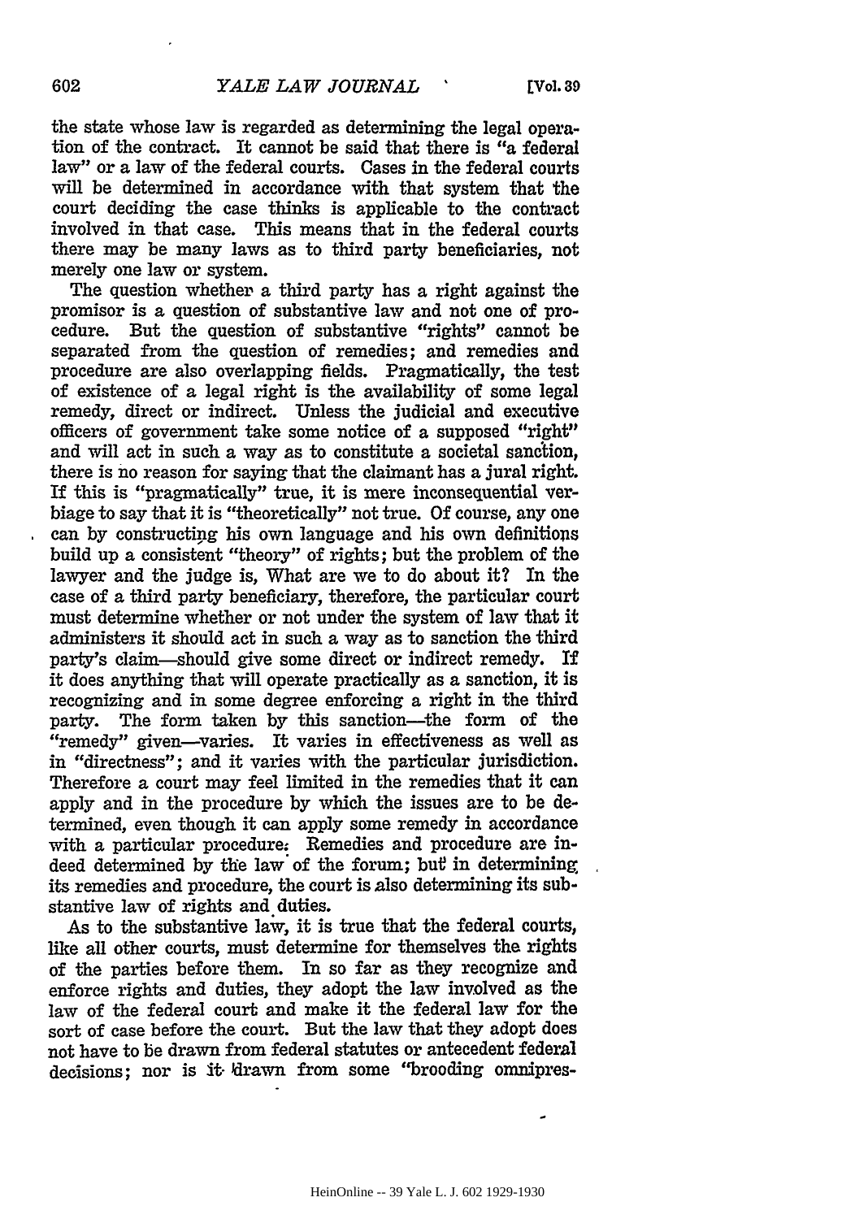the state whose law is regarded as determining the legal operation of the contract. It cannot be said that there is "a federal law" or a law of the federal courts. Cases in the federal courts will be determined in accordance with that system that the court deciding the case thinks is applicable to the contract involved in that case. This means that in the federal courts there may be many laws as to third party beneficiaries, not merely one law or system.

The question whether a third party has a right against the promisor is a question of substantive law and not one of procedure. But the question of substantive "rights" cannot be separated from the question of remedies; and remedies and procedure are also overlapping fields. Pragmatically, the test of existence of a legal right is the availability of some legal remedy, direct or indirect. Unless the judicial and executive officers of government take some notice of a supposed "right" and will act in such a way as to constitute a societal sanction, there is no reason for saying that the claimant has a jural right. If this is "pragmatically" true, it is mere inconsequential verbiage to say that it is "theoretically" not true. Of course, any one can by constructing his own language and his own definitions build up a consistent "theory" of rights; but the problem of the lawyer and the judge is, What are we to do about it? In the case of a third party beneficiary, therefore, the particular court must determine whether or not under the system of law that it administers it should act in such a way as to sanction the third party's claim—should give some direct or indirect remedy. If it does anything that will operate practically as a sanction, it is recognizing and in some degree enforcing a right in the third party. The form taken by this sanction—the form of the "remedy" given—varies. It varies in effectiveness as well as in "directness"; and it varies with the particular jurisdiction. Therefore a court may feel limited in the remedies that it can apply and in the procedure by which the issues are to be determined, even though it can apply some remedy in accordance with a particular procedure. Remedies and procedure are indeed determined by the law of the forum; but in determining its remedies and procedure, the court is also determining its substantive law of rights and duties.

As to the substantive law, it is true that the federal courts, like all other courts, must determine for themselves the rights of the parties before them. In so far as they recognize and enforce rights and duties, they adopt the law involved as the law of the federal court and make it the federal law for the sort of case before the court. But the law that they adopt does not have to be drawn from federal statutes or antecedent federal decisions; nor is it drawn from some "brooding omnipres-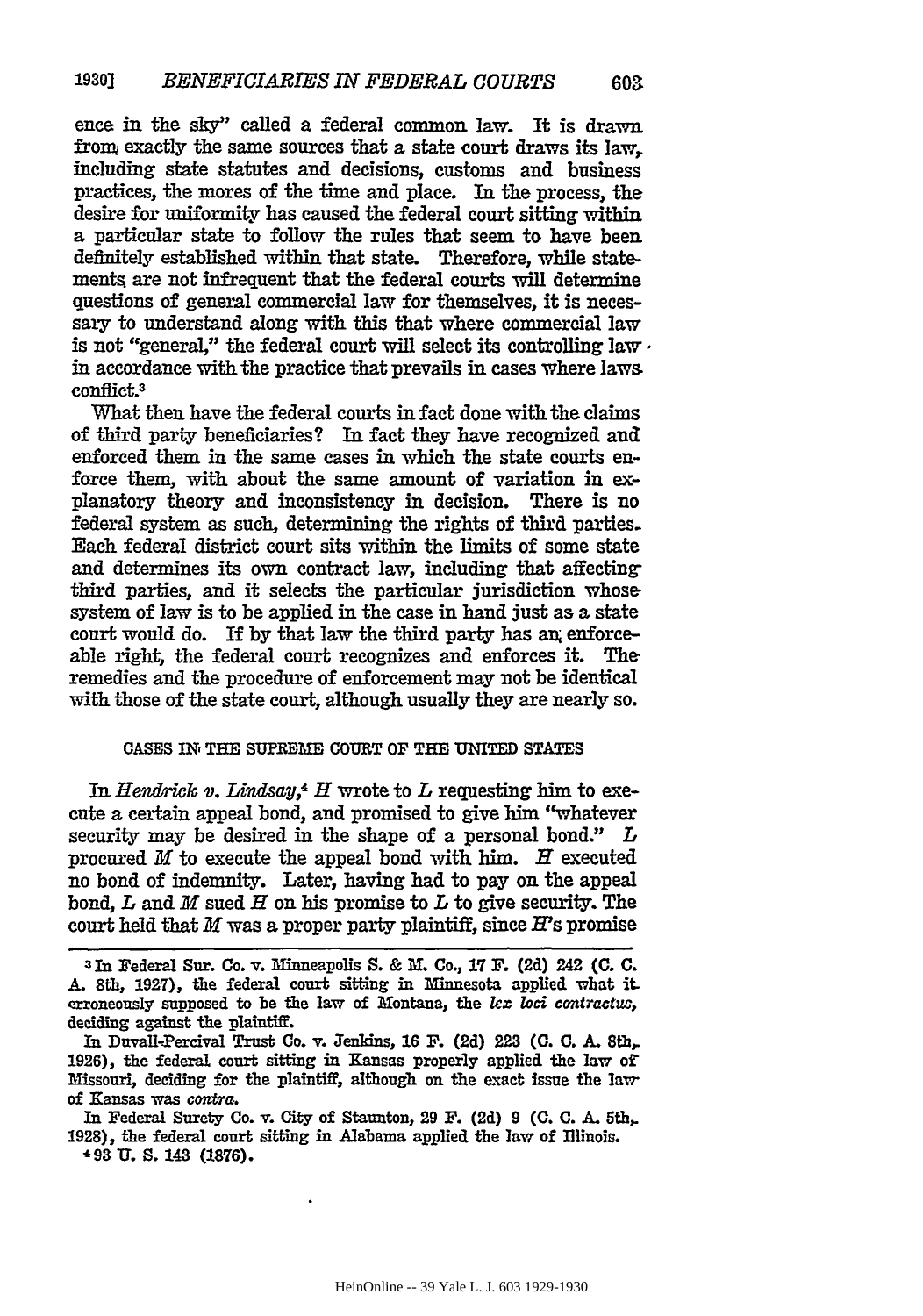ence in the sky" called a federal common law. It is drawn from exactly the same sources that a state court draws its law, including state statutes and decisions, customs and business practices, the mores of the time and place. In the process, the desire for uniformity has caused the federal court sitting within a particular state to follow the rules that seem to have been definitely established within that state. Therefore, while statements are not infrequent that the federal courts will determine questions of general commercial law for themselves, it is necessary to understand along with this that where commercial law is not "general," the federal court will select its controlling law in accordance with the practice that prevails in cases where laws conflict.[3]

What then have the federal courts in fact done with the claims of third party beneficiaries? In fact they have recognized and enforced them in the same cases in which the state courts enforce them, with about the same amount of variation in explanatory theory and inconsistency in decision. There is no federal system as such, determining the rights of third parties. Each federal district court sits within the limits of some state and determines its own contract law, including that affecting third parties, and it selects the particular jurisdiction whose system of law is to be applied in the case in hand just as a state court would do. If by that law the third party has an enforceable right, the federal court recognizes and enforces it. The remedies and the procedure of enforcement may not be identical with those of the state court, although usually they are nearly so.

## CASES IN THE SUPREME COURT OF THE UNITED STATES

In *Hendrick v. Lindsay*,[4] *H* wrote to *L* requesting him to execute a certain appeal bond, and promised to give him "whatever security may be desired in the shape of a personal bond." *L* procured *M* to execute the appeal bond with him. *H* executed no bond of indemnity. Later, having had to pay on the appeal bond, *L* and *M* sued *H* on his promise to *L* to give security. The court held that *M* was a proper party plaintiff, since *H*'s promise

---

[3] In Federal Sur. Co. v. Minneapolis S. & M. Co., 17 F. (2d) 242 (C. C. A. 8th, 1927), the federal court sitting in Minnesota applied what it erroneously supposed to be the law of Montana, the *lex loci contractus*, deciding against the plaintiff.

In Duvall-Percival Trust Co. v. Jenkins, 16 F. (2d) 223 (C. C. A. 8th, 1926), the federal court sitting in Kansas properly applied the law of Missouri, deciding for the plaintiff, although on the exact issue the law of Kansas was *contra*.

In Federal Surety Co. v. City of Staunton, 29 F. (2d) 9 (C. C. A. 5th, 1928), the federal court sitting in Alabama applied the law of Illinois.

[4] 93 U. S. 143 (1876).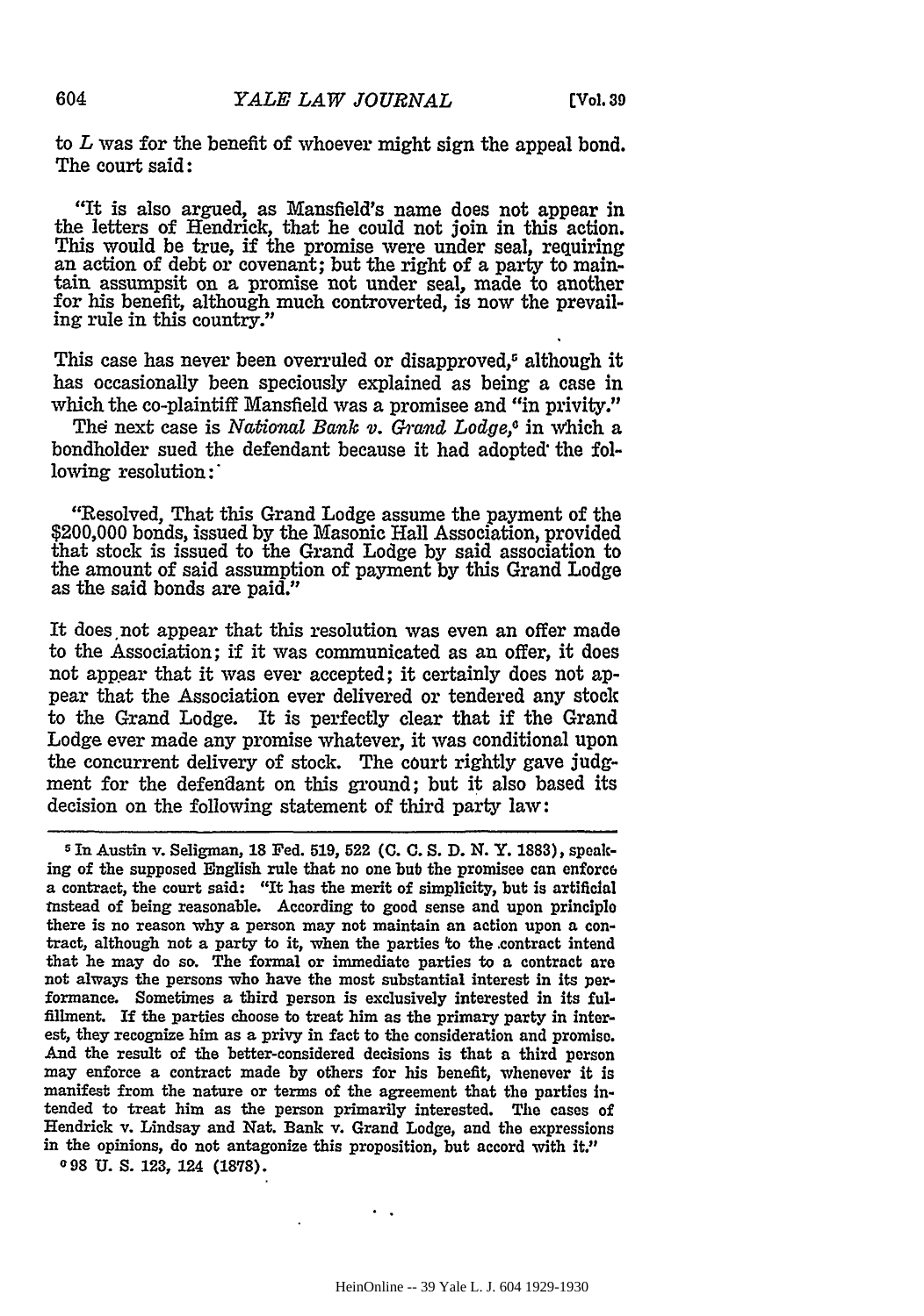to *L* was for the benefit of whoever might sign the appeal bond. The court said:

> "It is also argued, as Mansfield's name does not appear in the letters of Hendrick, that he could not join in this action. This would be true, if the promise were under seal, requiring an action of debt or covenant; but the right of a party to maintain assumpsit on a promise not under seal, made to another for his benefit, although much controverted, is now the prevailing rule in this country."

This case has never been overruled or disapproved,[5] although it has occasionally been speciously explained as being a case in which the co-plaintiff Mansfield was a promisee and "in privity."

The next case is *National Bank v. Grand Lodge*,[6] in which a bondholder sued the defendant because it had adopted the following resolution:

> "Resolved, That this Grand Lodge assume the payment of the $200,000 bonds, issued by the Masonic Hall Association, provided that stock is issued to the Grand Lodge by said association to the amount of said assumption of payment by this Grand Lodge as the said bonds are paid."

It does not appear that this resolution was even an offer made to the Association; if it was communicated as an offer, it does not appear that it was ever accepted; it certainly does not appear that the Association ever delivered or tendered any stock to the Grand Lodge. It is perfectly clear that if the Grand Lodge ever made any promise whatever, it was conditional upon the concurrent delivery of stock. The court rightly gave judgment for the defendant on this ground; but it also based its decision on the following statement of third party law:

---

[5] In Austin v. Seligman, 18 Fed. 519, 522 (C. C. S. D. N. Y. 1883), speaking of the supposed English rule that no one but the promisee can enforce a contract, the court said: "It has the merit of simplicity, but is artificial instead of being reasonable. According to good sense and upon principle there is no reason why a person may not maintain an action upon a contract, although not a party to it, when the parties to the contract intend that he may do so. The formal or immediate parties to a contract are not always the persons who have the most substantial interest in its performance. Sometimes a third person is exclusively interested in its fulfillment. If the parties choose to treat him as the primary party in interest, they recognize him as a privy in fact to the consideration and promise. And the result of the better-considered decisions is that a third person may enforce a contract made by others for his benefit, whenever it is manifest from the nature or terms of the agreement that the parties intended to treat him as the person primarily interested. The cases of Hendrick v. Lindsay and Nat. Bank v. Grand Lodge, and the expressions in the opinions, do not antagonize this proposition, but accord with it."

[6] 98 U. S. 123, 124 (1878).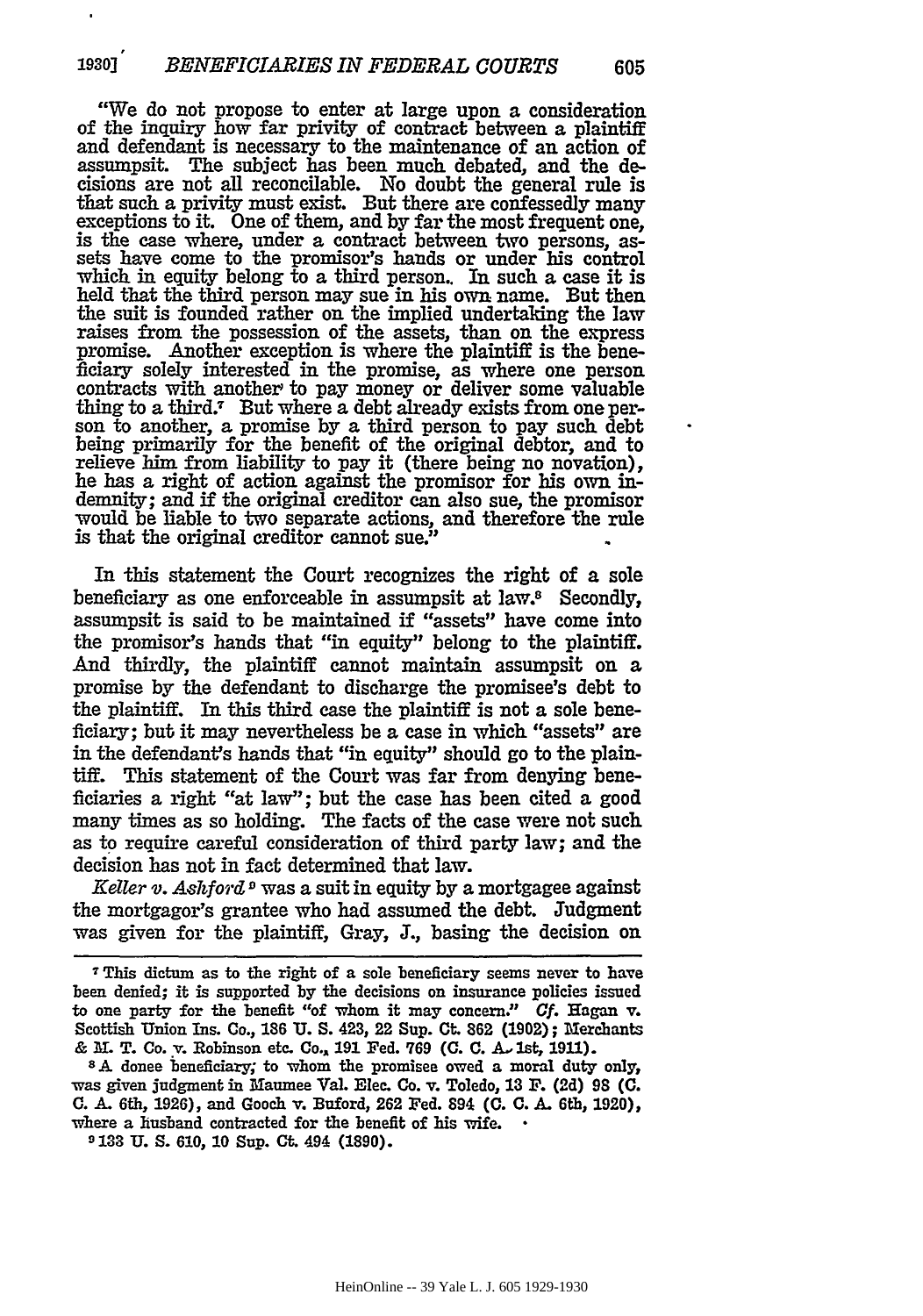"We do not propose to enter at large upon a consideration of the inquiry how far privity of contract between a plaintiff and defendant is necessary to the maintenance of an action of assumpsit. The subject has been much debated, and the decisions are not all reconcilable. No doubt the general rule is that such a privity must exist. But there are confessedly many exceptions to it. One of them, and by far the most frequent one, is the case where, under a contract between two persons, assets have come to the promisor's hands or under his control which in equity belong to a third person. In such a case it is held that the third person may sue in his own name. But then the suit is founded rather on the implied undertaking the law raises from the possession of the assets, than on the express promise. Another exception is where the plaintiff is the beneficiary solely interested in the promise, as where one person contracts with another to pay money or deliver some valuable thing to a third.[7] But where a debt already exists from one person to another, a promise by a third person to pay such debt being primarily for the benefit of the original debtor, and to relieve him from liability to pay it (there being no novation), he has a right of action against the promisor for his own indemnity; and if the original creditor can also sue, the promisor would be liable to two separate actions, and therefore the rule is that the original creditor cannot sue."

In this statement the Court recognizes the right of a sole beneficiary as one enforceable in assumpsit at law.[8] Secondly, assumpsit is said to be maintained if "assets" have come into the promisor's hands that "in equity" belong to the plaintiff. And thirdly, the plaintiff cannot maintain assumpsit on a promise by the defendant to discharge the promisee's debt to the plaintiff. In this third case the plaintiff is not a sole beneficiary; but it may nevertheless be a case in which "assets" are in the defendant's hands that "in equity" should go to the plaintiff. This statement of the Court was far from denying beneficiaries a right "at law"; but the case has been cited a good many times as so holding. The facts of the case were not such as to require careful consideration of third party law; and the decision has not in fact determined that law.

*Keller v. Ashford*[9] was a suit in equity by a mortgagee against the mortgagor's grantee who had assumed the debt. Judgment was given for the plaintiff, Gray, J., basing the decision on

---

[7] This dictum as to the right of a sole beneficiary seems never to have been denied; it is supported by the decisions on insurance policies issued to one party for the benefit "of whom it may concern." *Cf.* Hagan v. Scottish Union Ins. Co., 186 U. S. 423, 22 Sup. Ct. 862 (1902); Merchants & M. T. Co. v. Robinson etc. Co., 191 Fed. 769 (C. C. A. 1st, 1911).

[8] A donee beneficiary, to whom the promisee owed a moral duty only, was given judgment in Maumee Val. Elec. Co. v. Toledo, 13 F. (2d) 98 (C. C. A. 6th, 1926), and Gooch v. Buford, 262 Fed. 894 (C. C. A. 6th, 1920), where a husband contracted for the benefit of his wife.

[9] 133 U. S. 610, 10 Sup. Ct. 494 (1890).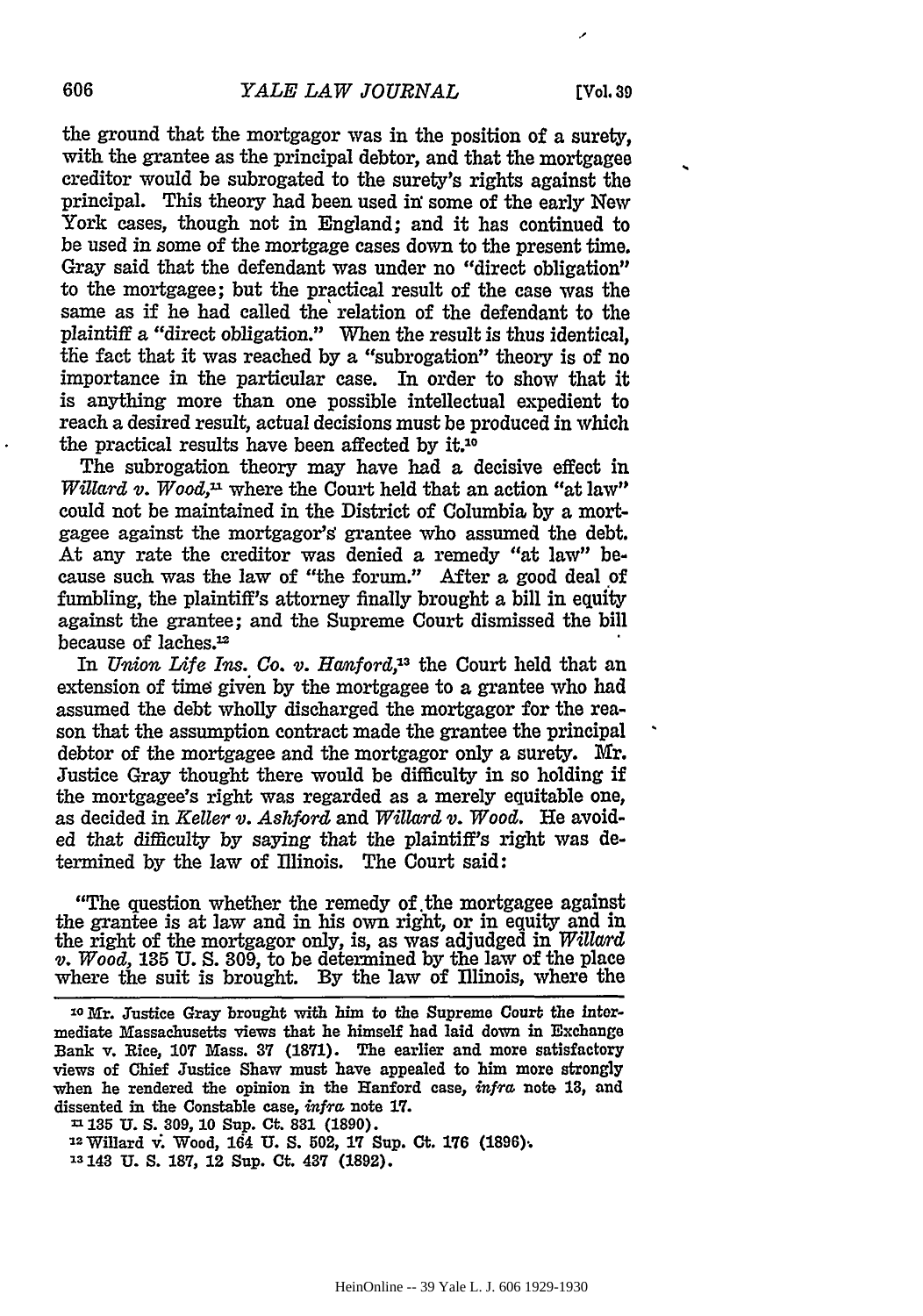the ground that the mortgagor was in the position of a surety, with the grantee as the principal debtor, and that the mortgagee creditor would be subrogated to the surety's rights against the principal. This theory had been used in some of the early New York cases, though not in England; and it has continued to be used in some of the mortgage cases down to the present time. Gray said that the defendant was under no "direct obligation" to the mortgagee; but the practical result of the case was the same as if he had called the relation of the defendant to the plaintiff a "direct obligation." When the result is thus identical, the fact that it was reached by a "subrogation" theory is of no importance in the particular case. In order to show that it is anything more than one possible intellectual expedient to reach a desired result, actual decisions must be produced in which the practical results have been affected by it.[10]

The subrogation theory may have had a decisive effect in *Willard v. Wood*,[11] where the Court held that an action "at law" could not be maintained in the District of Columbia by a mortgagee against the mortgagor's grantee who assumed the debt. At any rate the creditor was denied a remedy "at law" because such was the law of "the forum." After a good deal of fumbling, the plaintiff's attorney finally brought a bill in equity against the grantee; and the Supreme Court dismissed the bill because of laches.[12]

In *Union Life Ins. Co. v. Hanford*,[13] the Court held that an extension of time given by the mortgagee to a grantee who had assumed the debt wholly discharged the mortgagor for the reason that the assumption contract made the grantee the principal debtor of the mortgagee and the mortgagor only a surety. Mr. Justice Gray thought there would be difficulty in so holding if the mortgagee's right was regarded as a merely equitable one, as decided in *Keller v. Ashford* and *Willard v. Wood*. He avoided that difficulty by saying that the plaintiff's right was determined by the law of Illinois. The Court said:

> "The question whether the remedy of the mortgagee against the grantee is at law and in his own right, or in equity and in the right of the mortgagor only, is, as was adjudged in *Willard v. Wood*, 135 U. S. 309, to be determined by the law of the place where the suit is brought. By the law of Illinois, where the

---

[10] Mr. Justice Gray brought with him to the Supreme Court the intermediate Massachusetts views that he himself had laid down in Exchange Bank v. Rice, 107 Mass. 37 (1871). The earlier and more satisfactory views of Chief Justice Shaw must have appealed to him more strongly when he rendered the opinion in the Hanford case, *infra* note 13, and dissented in the Constable case, *infra* note 17.

[11] 135 U. S. 309, 10 Sup. Ct. 831 (1890).

[12] Willard v. Wood, 164 U. S. 502, 17 Sup. Ct. 176 (1896).

[13] 143 U. S. 187, 12 Sup. Ct. 437 (1892).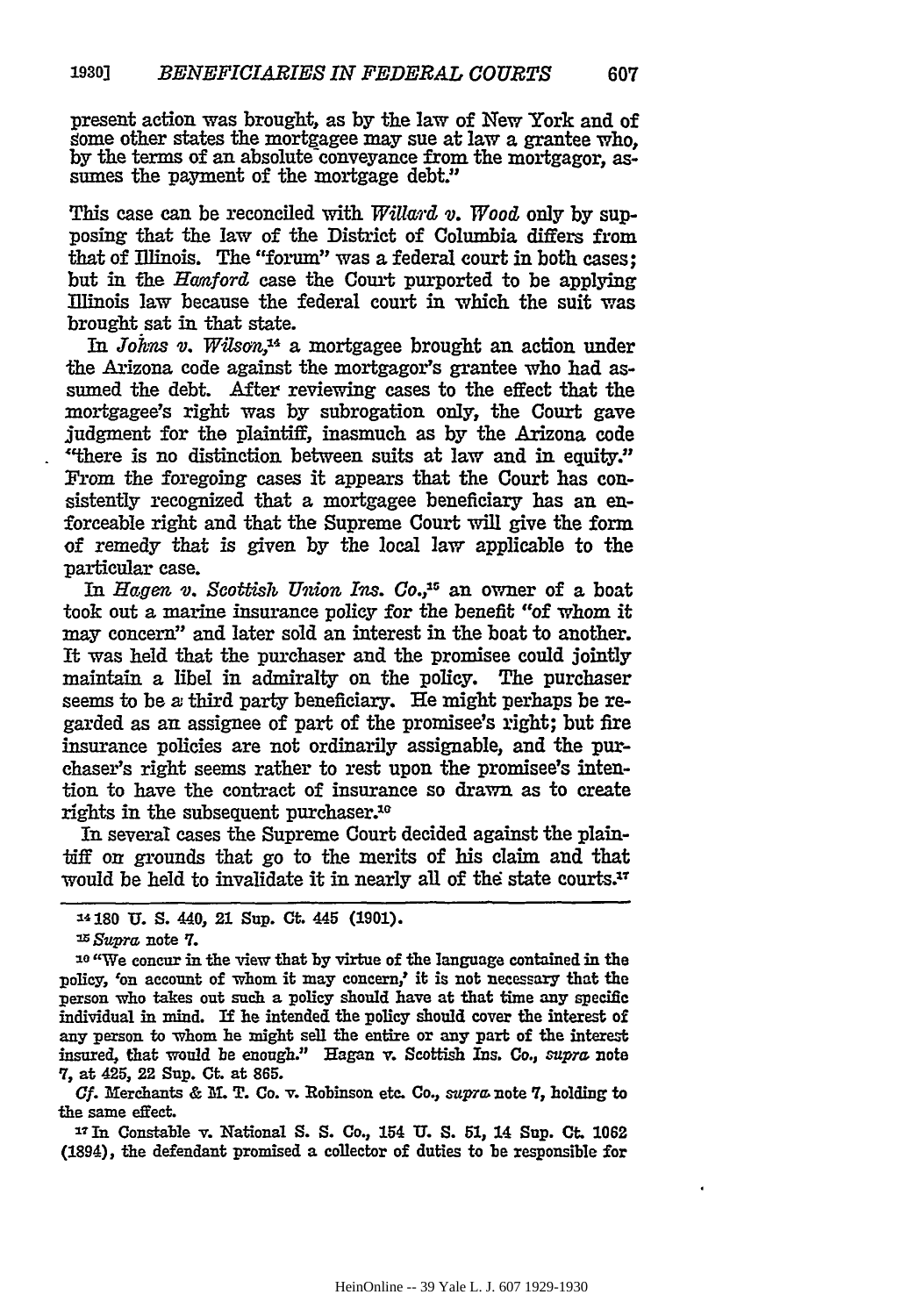present action was brought, as by the law of New York and of some other states the mortgagee may sue at law a grantee who, by the terms of an absolute conveyance from the mortgagor, assumes the payment of the mortgage debt."

This case can be reconciled with *Willard v. Wood* only by supposing that the law of the District of Columbia differs from that of Illinois. The "forum" was a federal court in both cases; but in the *Hanford* case the Court purported to be applying Illinois law because the federal court in which the suit was brought sat in that state.

In *Johns v. Wilson*,[14] a mortgagee brought an action under the Arizona code against the mortgagor's grantee who had assumed the debt. After reviewing cases to the effect that the mortgagee's right was by subrogation only, the Court gave judgment for the plaintiff, inasmuch as by the Arizona code "there is no distinction between suits at law and in equity." From the foregoing cases it appears that the Court has consistently recognized that a mortgagee beneficiary has an enforceable right and that the Supreme Court will give the form of remedy that is given by the local law applicable to the particular case.

In *Hagen v. Scottish Union Ins. Co.*,[15] an owner of a boat took out a marine insurance policy for the benefit "of whom it may concern" and later sold an interest in the boat to another. It was held that the purchaser and the promisee could jointly maintain a libel in admiralty on the policy. The purchaser seems to be a third party beneficiary. He might perhaps be regarded as an assignee of part of the promisee's right; but fire insurance policies are not ordinarily assignable, and the purchaser's right seems rather to rest upon the promisee's intention to have the contract of insurance so drawn as to create rights in the subsequent purchaser.[16]

In several cases the Supreme Court decided against the plaintiff on grounds that go to the merits of his claim and that would be held to invalidate it in nearly all of the state courts.[17]

---

[14] 180 U. S. 440, 21 Sup. Ct. 445 (1901).

[15] *Supra* note 7.

[16] "We concur in the view that by virtue of the language contained in the policy, 'on account of whom it may concern,' it is not necessary that the person who takes out such a policy should have at that time any specific individual in mind. If he intended the policy should cover the interest of any person to whom he might sell the entire or any part of the interest insured, that would be enough." Hagan v. Scottish Ins. Co., *supra* note 7, at 425, 22 Sup. Ct. at 865.

*Cf.* Merchants & M. T. Co. v. Robinson etc. Co., *supra* note 7, holding to the same effect.

[17] In Constable v. National S. S. Co., 154 U. S. 51, 14 Sup. Ct. 1062 (1894), the defendant promised a collector of duties to be responsible for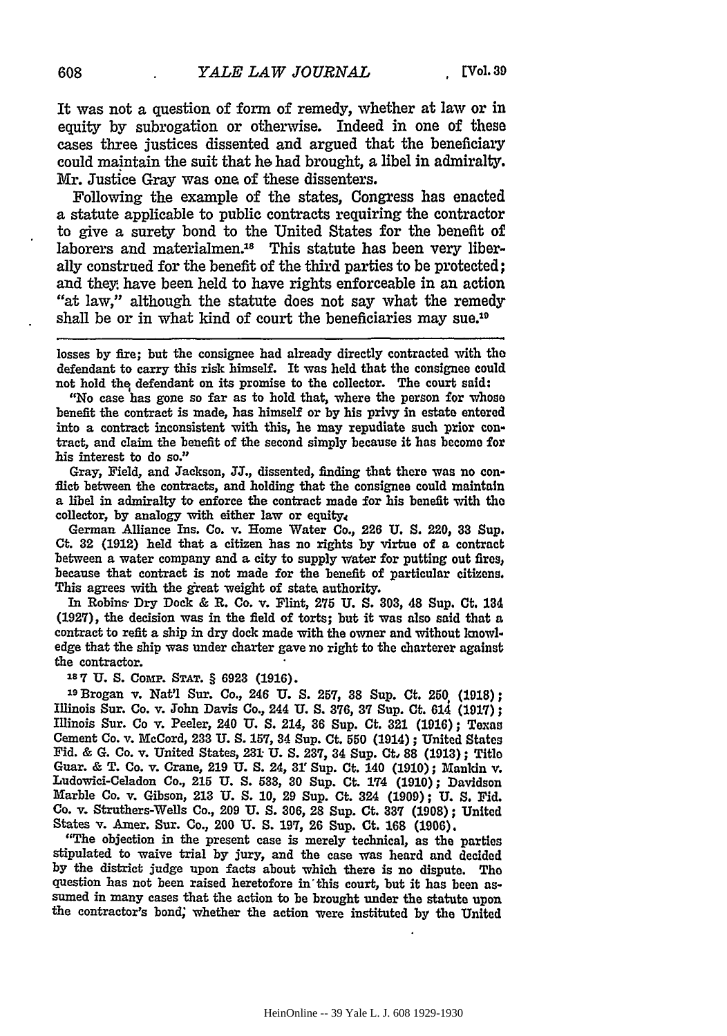It was not a question of form of remedy, whether at law or in equity by subrogation or otherwise. Indeed in one of these cases three justices dissented and argued that the beneficiary could maintain the suit that he had brought, a libel in admiralty. Mr. Justice Gray was one of these dissenters.

Following the example of the states, Congress has enacted a statute applicable to public contracts requiring the contractor to give a surety bond to the United States for the benefit of laborers and materialmen.[18] This statute has been very liberally construed for the benefit of the third parties to be protected; and they have been held to have rights enforceable in an action "at law," although the statute does not say what the remedy shall be or in what kind of court the beneficiaries may sue.[19]

---

losses by fire; but the consignee had already directly contracted with the defendant to carry this risk himself. It was held that the consignee could not hold the defendant on its promise to the collector. The court said:

"No case has gone so far as to hold that, where the person for whose benefit the contract is made, has himself or by his privy in estate entered into a contract inconsistent with this, he may repudiate such prior contract, and claim the benefit of the second simply because it has become for his interest to do so."

Gray, Field, and Jackson, JJ., dissented, finding that there was no conflict between the contracts, and holding that the consignee could maintain a libel in admiralty to enforce the contract made for his benefit with the collector, by analogy with either law or equity.

German Alliance Ins. Co. v. Home Water Co., 226 U. S. 220, 33 Sup. Ct. 32 (1912) held that a citizen has no rights by virtue of a contract between a water company and a city to supply water for putting out fires, because that contract is not made for the benefit of particular citizens. This agrees with the great weight of state authority.

In Robins Dry Dock & R. Co. v. Flint, 275 U. S. 303, 48 Sup. Ct. 134 (1927), the decision was in the field of torts; but it was also said that a contract to refit a ship in dry dock made with the owner and without knowledge that the ship was under charter gave no right to the charterer against the contractor.

[18] 7 U. S. Comp. Stat. § 6923 (1916).

[19] Brogan v. Nat'l Sur. Co., 246 U. S. 257, 38 Sup. Ct. 250 (1918); Illinois Sur. Co. v. John Davis Co., 244 U. S. 376, 37 Sup. Ct. 614 (1917); Illinois Sur. Co v. Peeler, 240 U. S. 214, 36 Sup. Ct. 321 (1916); Texas Cement Co. v. McCord, 233 U. S. 157, 34 Sup. Ct. 550 (1914); United States Fid. & G. Co. v. United States, 231 U. S. 237, 34 Sup. Ct. 88 (1913); Title Guar. & T. Co. v. Crane, 219 U. S. 24, 31 Sup. Ct. 140 (1910); Mankin v. Ludowici-Celadon Co., 215 U. S. 533, 30 Sup. Ct. 174 (1910); Davidson Marble Co. v. Gibson, 213 U. S. 10, 29 Sup. Ct. 324 (1909); U. S. Fid. Co. v. Struthers-Wells Co., 209 U. S. 306, 28 Sup. Ct. 337 (1908); United States v. Amer. Sur. Co., 200 U. S. 197, 26 Sup. Ct. 168 (1906).

"The objection in the present case is merely technical, as the parties stipulated to waive trial by jury, and the case was heard and decided by the district judge upon facts about which there is no dispute. The question has not been raised heretofore in this court, but it has been assumed in many cases that the action to be brought under the statute upon the contractor's bond, whether the action were instituted by the United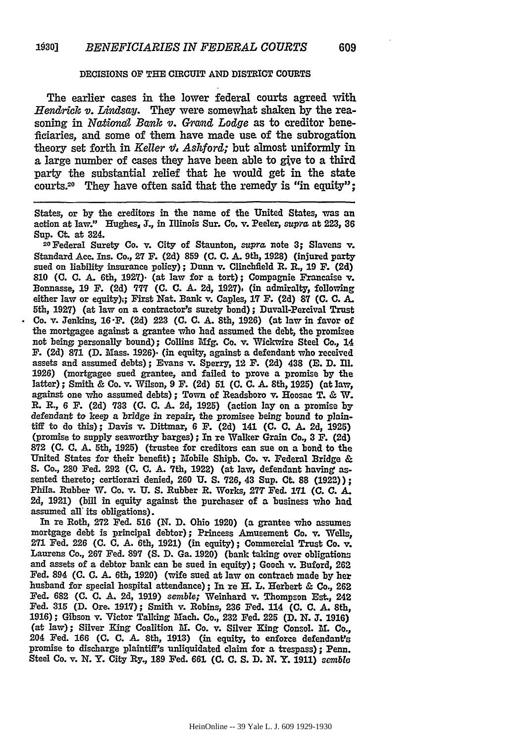### DECISIONS OF THE CIRCUIT AND DISTRICT COURTS

The earlier cases in the lower federal courts agreed with *Hendrick v. Lindsay.* They were somewhat shaken by the reasoning in *National Bank v. Grand Lodge* as to creditor beneficiaries, and some of them have made use of the subrogation theory set forth in *Keller v. Ashford;* but almost uniformly in a large number of cases they have been able to give to a third party the substantial relief that he would get in the state courts.[20] They have often said that the remedy is "in equity";

---

States, or by the creditors in the name of the United States, was an action at law." Hughes, J., in Illinois Sur. Co. v. Peeler, *supra* at 223, 36 Sup. Ct. at 324.

[20] Federal Surety Co. v. City of Staunton, *supra* note 3; Slavens v. Standard Acc. Ins. Co., 27 F. (2d) 859 (C. C. A. 9th, 1928) (injured party sued on liability insurance policy); Dunn v. Clinchfield R. R., 19 F. (2d) 810 (C. C. A. 6th, 1927) (at law for a tort); Compagnie Francaise v. Bonnasse, 19 F. (2d) 777 (C. C. A. 2d, 1927) (in admiralty, following either law or equity); First Nat. Bank v. Caples, 17 F. (2d) 87 (C. C. A. 5th, 1927) (at law on a contractor's surety bond); Duvall-Percival Trust Co. v. Jenkins, 16 F. (2d) 223 (C. C. A. 8th, 1926) (at law in favor of the mortgagee against a grantee who had assumed the debt, the promisee not being personally bound); Collins Mfg. Co. v. Wickwire Steel Co., 14 F. (2d) 871 (D. Mass. 1926) (in equity, against a defendant who received assets and assumed debts); Evans v. Sperry, 12 F. (2d) 438 (E. D. Ill. 1926) (mortgagee sued grantee, and failed to prove a promise by the latter); Smith & Co. v. Wilson, 9 F. (2d) 51 (C. C. A. 8th, 1925) (at law, against one who assumed debts); Town of Readsboro v. Hoosac T. & W. R. R., 6 F. (2d) 733 (C. C. A. 2d, 1925) (action lay on a promise by defendant to keep a bridge in repair, the promisee being bound to plaintiff to do this); Davis v. Dittmar, 6 F. (2d) 141 (C. C. A. 2d, 1925) (promise to supply seaworthy barges); In re Walker Grain Co., 3 F. (2d) 872 (C. C. A. 5th, 1925) (trustee for creditors can sue on a bond to the United States for their benefit); Mobile Shipb. Co. v. Federal Bridge & S. Co., 280 Fed. 292 (C. C. A. 7th, 1922) (at law, defendant having assented thereto; certiorari denied, 260 U. S. 726, 43 Sup. Ct. 88 (1922)); Phila. Rubber W. Co. v. U. S. Rubber R. Works, 277 Fed. 171 (C. C. A. 2d, 1921) (bill in equity against the purchaser of a business who had assumed all its obligations).

In re Roth, 272 Fed. 516 (N. D. Ohio 1920) (a grantee who assumes mortgage debt is principal debtor); Princess Amusement Co. v. Wells, 271 Fed. 226 (C. C. A. 6th, 1921) (in equity); Commercial Trust Co. v. Laurens Co., 267 Fed. 897 (S. D. Ga. 1920) (bank taking over obligations and assets of a debtor bank can be sued in equity); Gooch v. Buford, 262 Fed. 894 (C. C. A. 6th, 1920) (wife sued at law on contract made by her husband for special hospital attendance); In re H. L. Herbert & Co., 262 Fed. 682 (C. C. A. 2d, 1919) *semble;* Weinhard v. Thompson Est., 242 Fed. 315 (D. Ore. 1917); Smith v. Robins, 236 Fed. 114 (C. C. A. 8th, 1916); Gibson v. Victor Talking Mach. Co., 232 Fed. 225 (D. N. J. 1916) (at law); Silver King Coalition M. Co. v. Silver King Consol. M. Co., 204 Fed. 166 (C. C. A. 8th, 1913) (in equity, to enforce defendant's promise to discharge plaintiff's unliquidated claim for a trespass); Penn. Steel Co. v. N. Y. City Ry., 189 Fed. 661 (C. C. S. D. N. Y. 1911) *semble*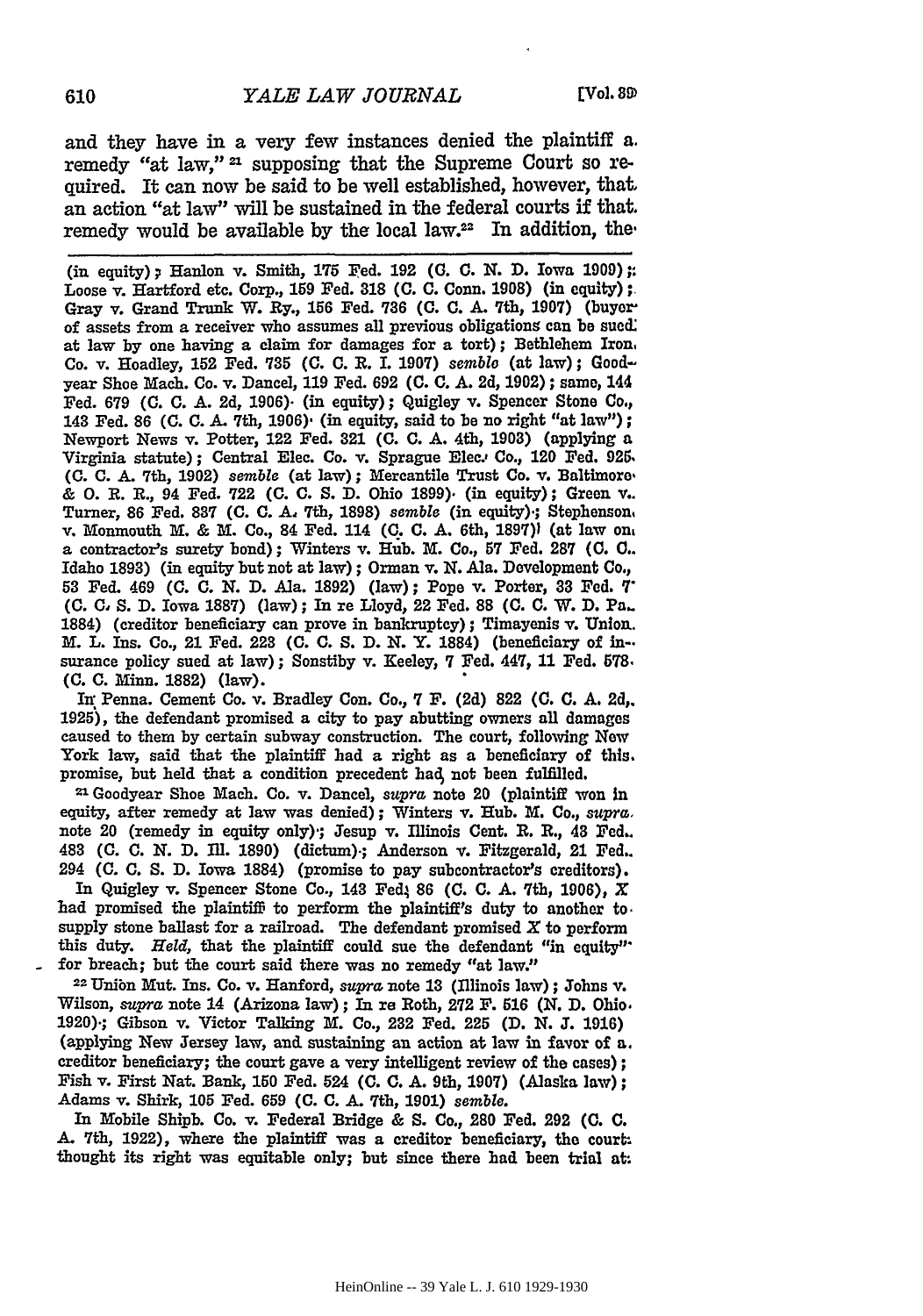and they have in a very few instances denied the plaintiff a remedy "at law," [21] supposing that the Supreme Court so required. It can now be said to be well established, however, that an action "at law" will be sustained in the federal courts if that remedy would be available by the local law.[22] In addition, the

---

(in equity); Hanlon v. Smith, 175 Fed. 192 (C. C. N. D. Iowa 1909); Loose v. Hartford etc. Corp., 159 Fed. 318 (C. C. Conn. 1908) (in equity); Gray v. Grand Trunk W. Ry., 156 Fed. 736 (C. C. A. 7th, 1907) (buyer of assets from a receiver who assumes all previous obligations can be sued at law by one having a claim for damages for a tort); Bethlehem Iron Co. v. Hoadley, 152 Fed. 735 (C. C. R. I. 1907) *semble* (at law); Goodyear Shoe Mach. Co. v. Dancel, 119 Fed. 692 (C. C. A. 2d, 1902); same, 144 Fed. 679 (C. C. A. 2d, 1906) (in equity); Quigley v. Spencer Stone Co., 143 Fed. 86 (C. C. A. 7th, 1906) (in equity, said to be no right "at law"); Newport News v. Potter, 122 Fed. 321 (C. C. A. 4th, 1903) (applying a Virginia statute); Central Elec. Co. v. Sprague Elec. Co., 120 Fed. 925 (C. C. A. 7th, 1902) *semble* (at law); Mercantile Trust Co. v. Baltimore & O. R. R., 94 Fed. 722 (C. C. S. D. Ohio 1899) (in equity); Green v. Turner, 86 Fed. 837 (C. C. A. 7th, 1898) *semble* (in equity); Stephenson v. Monmouth M. & M. Co., 84 Fed. 114 (C. C. A. 6th, 1897) (at law on a contractor's surety bond); Winters v. Hub. M. Co., 57 Fed. 287 (C. C. Idaho 1893) (in equity but not at law); Orman v. N. Ala. Development Co., 53 Fed. 469 (C. C. N. D. Ala. 1892) (law); Pope v. Porter, 33 Fed. 7 (C. C. S. D. Iowa 1887) (law); In re Lloyd, 22 Fed. 88 (C. C. W. D. Pa. 1884) (creditor beneficiary can prove in bankruptcy); Timayenis v. Union M. L. Ins. Co., 21 Fed. 223 (C. C. S. D. N. Y. 1884) (beneficiary of insurance policy sued at law); Sonstiby v. Keeley, 7 Fed. 447, 11 Fed. 578 (C. C. Minn. 1882) (law).

In Penna. Cement Co. v. Bradley Con. Co., 7 F. (2d) 822 (C. C. A. 2d, 1925), the defendant promised a city to pay abutting owners all damages caused to them by certain subway construction. The court, following New York law, said that the plaintiff had a right as a beneficiary of this promise, but held that a condition precedent had not been fulfilled.

[21] Goodyear Shoe Mach. Co. v. Dancel, *supra* note 20 (plaintiff won in equity, after remedy at law was denied); Winters v. Hub. M. Co., *supra* note 20 (remedy in equity only); Jesup v. Illinois Cent. R. R., 43 Fed. 483 (C. C. N. D. Ill. 1890) (dictum); Anderson v. Fitzgerald, 21 Fed. 294 (C. C. S. D. Iowa 1884) (promise to pay subcontractor's creditors).

In Quigley v. Spencer Stone Co., 143 Fed. 86 (C. C. A. 7th, 1906), *X* had promised the plaintiff to perform the plaintiff's duty to another to supply stone ballast for a railroad. The defendant promised *X* to perform this duty. *Held*, that the plaintiff could sue the defendant "in equity" for breach; but the court said there was no remedy "at law."

[22] Union Mut. Ins. Co. v. Hanford, *supra* note 13 (Illinois law); Johns v. Wilson, *supra* note 14 (Arizona law); In re Roth, 272 F. 516 (N. D. Ohio 1920); Gibson v. Victor Talking M. Co., 232 Fed. 225 (D. N. J. 1916) (applying New Jersey law, and sustaining an action at law in favor of a creditor beneficiary; the court gave a very intelligent review of the cases); Fish v. First Nat. Bank, 150 Fed. 524 (C. C. A. 9th, 1907) (Alaska law); Adams v. Shirk, 105 Fed. 659 (C. C. A. 7th, 1901) *semble*.

In Mobile Shipb. Co. v. Federal Bridge & S. Co., 280 Fed. 292 (C. C. A. 7th, 1922), where the plaintiff was a creditor beneficiary, the court thought its right was equitable only; but since there had been trial at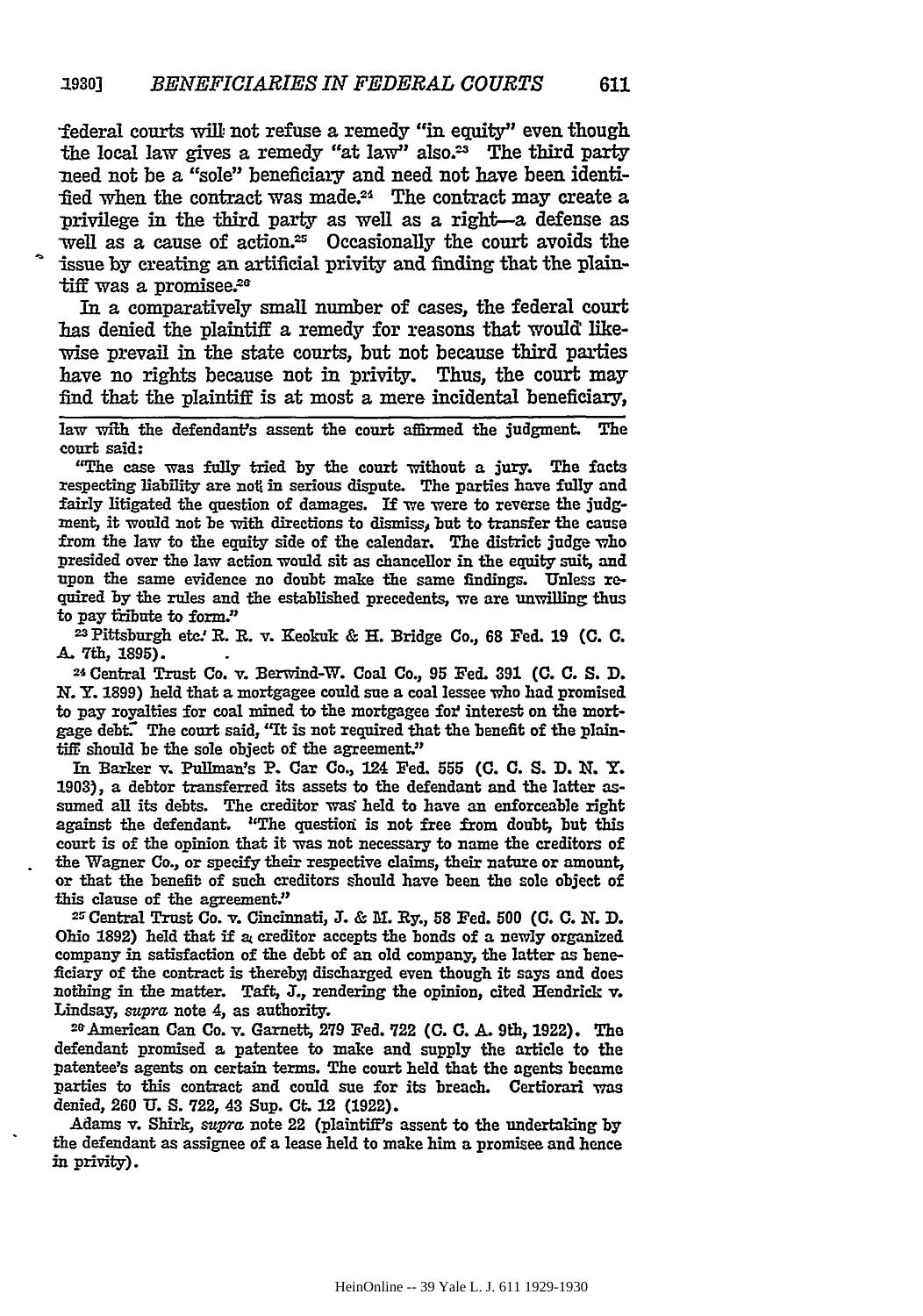federal courts will not refuse a remedy "in equity" even though the local law gives a remedy "at law" also.[23] The third party need not be a "sole" beneficiary and need not have been identified when the contract was made.[24] The contract may create a privilege in the third party as well as a right—a defense as well as a cause of action.[25] Occasionally the court avoids the issue by creating an artificial privity and finding that the plaintiff was a promisee.[26]

In a comparatively small number of cases, the federal court has denied the plaintiff a remedy for reasons that would likewise prevail in the state courts, but not because third parties have no rights because not in privity. Thus, the court may find that the plaintiff is at most a mere incidental beneficiary,

---

law with the defendant's assent the court affirmed the judgment. The court said:

"The case was fully tried by the court without a jury. The facts respecting liability are not in serious dispute. The parties have fully and fairly litigated the question of damages. If we were to reverse the judgment, it would not be with directions to dismiss, but to transfer the cause from the law to the equity side of the calendar. The district judge who presided over the law action would sit as chancellor in the equity suit, and upon the same evidence no doubt make the same findings. Unless required by the rules and the established precedents, we are unwilling thus to pay tribute to form."

[23] Pittsburgh etc. R. R. v. Keokuk & H. Bridge Co., 68 Fed. 19 (C. C. A. 7th, 1895).

[24] Central Trust Co. v. Berwind-W. Coal Co., 95 Fed. 391 (C. C. S. D. N. Y. 1899) held that a mortgagee could sue a coal lessee who had promised to pay royalties for coal mined to the mortgagee for interest on the mortgage debt. The court said, "It is not required that the benefit of the plaintiff should be the sole object of the agreement."

In Barker v. Pullman's P. Car Co., 124 Fed. 555 (C. C. S. D. N. Y. 1903), a debtor transferred its assets to the defendant and the latter assumed all its debts. The creditor was held to have an enforceable right against the defendant. "The question is not free from doubt, but this court is of the opinion that it was not necessary to name the creditors of the Wagner Co., or specify their respective claims, their nature or amount, or that the benefit of such creditors should have been the sole object of this clause of the agreement."

[25] Central Trust Co. v. Cincinnati, J. & M. Ry., 58 Fed. 500 (C. C. N. D. Ohio 1892) held that if a creditor accepts the bonds of a newly organized company in satisfaction of the debt of an old company, the latter as beneficiary of the contract is thereby discharged even though it says and does nothing in the matter. Taft, J., rendering the opinion, cited Hendrick v. Lindsay, *supra* note 4, as authority.

[26] American Can Co. v. Garnett, 279 Fed. 722 (C. C. A. 9th, 1922). The defendant promised a patentee to make and supply the article to the patentee's agents on certain terms. The court held that the agents became parties to this contract and could sue for its breach. Certiorari was denied, 260 U. S. 722, 43 Sup. Ct. 12 (1922).

Adams v. Shirk, *supra* note 22 (plaintiff's assent to the undertaking by the defendant as assignee of a lease held to make him a promisee and hence in privity).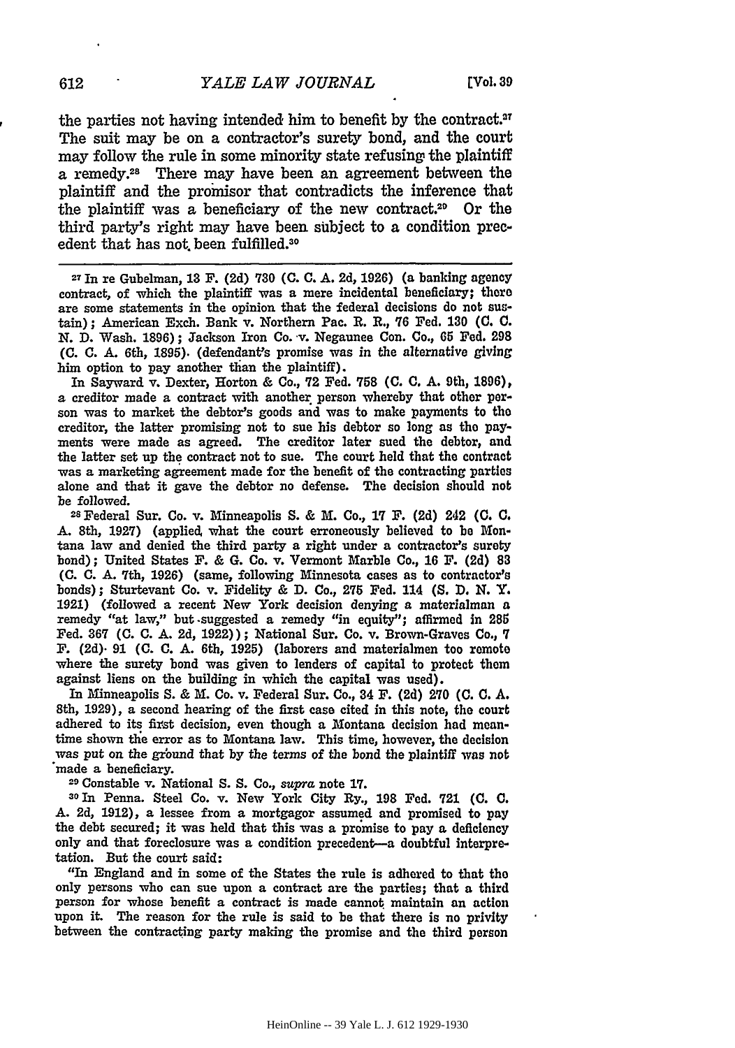the parties not having intended him to benefit by the contract.[27] The suit may be on a contractor's surety bond, and the court may follow the rule in some minority state refusing the plaintiff a remedy.[28] There may have been an agreement between the plaintiff and the promisor that contradicts the inference that the plaintiff was a beneficiary of the new contract.[29] Or the third party's right may have been subject to a condition precedent that has not been fulfilled.[30]

---

[27] In re Gubelman, 13 F. (2d) 730 (C. C. A. 2d, 1926) (a banking agency contract, of which the plaintiff was a mere incidental beneficiary; there are some statements in the opinion that the federal decisions do not sustain); American Exch. Bank v. Northern Pac. R. R., 76 Fed. 130 (C. C. N. D. Wash. 1896); Jackson Iron Co. v. Negaunee Con. Co., 65 Fed. 298 (C. C. A. 6th, 1895). (defendant's promise was in the alternative giving him option to pay another than the plaintiff).

In Sayward v. Dexter, Horton & Co., 72 Fed. 758 (C. C. A. 9th, 1896), a creditor made a contract with another person whereby that other person was to market the debtor's goods and was to make payments to the creditor, the latter promising not to sue his debtor so long as the payments were made as agreed. The creditor later sued the debtor, and the latter set up the contract not to sue. The court held that the contract was a marketing agreement made for the benefit of the contracting parties alone and that it gave the debtor no defense. The decision should not be followed.

[28] Federal Sur. Co. v. Minneapolis S. & M. Co., 17 F. (2d) 242 (C. C. A. 8th, 1927) (applied what the court erroneously believed to be Montana law and denied the third party a right under a contractor's surety bond); United States F. & G. Co. v. Vermont Marble Co., 16 F. (2d) 83 (C. C. A. 7th, 1926) (same, following Minnesota cases as to contractor's bonds); Sturtevant Co. v. Fidelity & D. Co., 275 Fed. 114 (S. D. N. Y. 1921) (followed a recent New York decision denying a materialman a remedy "at law," but suggested a remedy "in equity"; affirmed in 285 Fed. 367 (C. C. A. 2d, 1922)); National Sur. Co. v. Brown-Graves Co., 7 F. (2d) 91 (C. C. A. 6th, 1925) (laborers and materialmen too remote where the surety bond was given to lenders of capital to protect them against liens on the building in which the capital was used).

In Minneapolis S. & M. Co. v. Federal Sur. Co., 34 F. (2d) 270 (C. C. A. 8th, 1929), a second hearing of the first case cited in this note, the court adhered to its first decision, even though a Montana decision had meantime shown the error as to Montana law. This time, however, the decision was put on the ground that by the terms of the bond the plaintiff was not made a beneficiary.

[29] Constable v. National S. S. Co., *supra* note 17.

[30] In Penna. Steel Co. v. New York City Ry., 198 Fed. 721 (C. C. A. 2d, 1912), a lessee from a mortgagor assumed and promised to pay the debt secured; it was held that this was a promise to pay a deficiency only and that foreclosure was a condition precedent—a doubtful interpretation. But the court said:

"In England and in some of the States the rule is adhered to that the only persons who can sue upon a contract are the parties; that a third person for whose benefit a contract is made cannot maintain an action upon it. The reason for the rule is said to be that there is no privity between the contracting party making the promise and the third person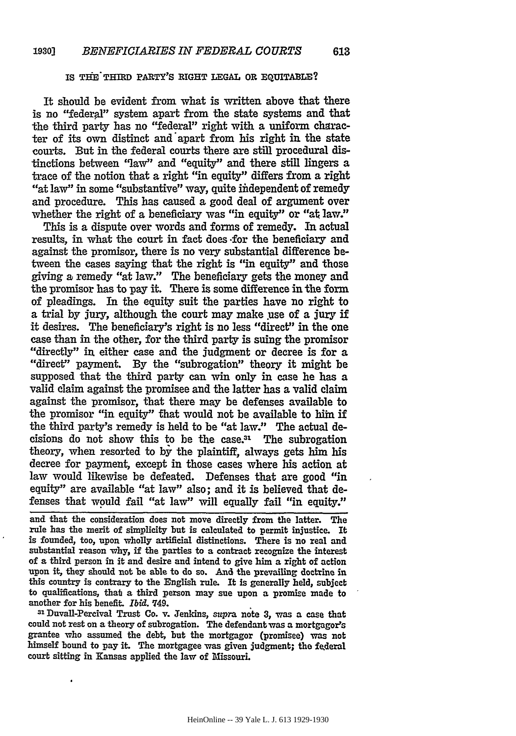## IS THE THIRD PARTY'S RIGHT LEGAL OR EQUITABLE?

It should be evident from what is written above that there is no "federal" system apart from the state systems and that the third party has no "federal" right with a uniform character of its own distinct and apart from his right in the state courts. But in the federal courts there are still procedural distinctions between "law" and "equity" and there still lingers a trace of the notion that a right "in equity" differs from a right "at law" in some "substantive" way, quite independent of remedy and procedure. This has caused a good deal of argument over whether the right of a beneficiary was "in equity" or "at law."

This is a dispute over words and forms of remedy. In actual results, in what the court in fact does for the beneficiary and against the promisor, there is no very substantial difference between the cases saying that the right is "in equity" and those giving a remedy "at law." The beneficiary gets the money and the promisor has to pay it. There is some difference in the form of pleadings. In the equity suit the parties have no right to a trial by jury, although the court may make use of a jury if it desires. The beneficiary's right is no less "direct" in the one case than in the other, for the third party is suing the promisor "directly" in either case and the judgment or decree is for a "direct" payment. By the "subrogation" theory it might be supposed that the third party can win only in case he has a valid claim against the promisee and the latter has a valid claim against the promisor, that there may be defenses available to the promisor "in equity" that would not be available to him if the third party's remedy is held to be "at law." The actual decisions do not show this to be the case.[31] The subrogation theory, when resorted to by the plaintiff, always gets him his decree for payment, except in those cases where his action at law would likewise be defeated. Defenses that are good "in equity" are available "at law" also; and it is believed that defenses that would fail "at law" will equally fail "in equity."

---

and that the consideration does not move directly from the latter. The rule has the merit of simplicity but is calculated to permit injustice. It is founded, too, upon wholly artificial distinctions. There is no real and substantial reason why, if the parties to a contract recognize the interest of a third person in it and desire and intend to give him a right of action upon it, they should not be able to do so. And the prevailing doctrine in this country is contrary to the English rule. It is generally held, subject to qualifications, that a third person may sue upon a promise made to another for his benefit. *Ibid.* 749.

[31] Duvall-Percival Trust Co. v. Jenkins, *supra* note 3, was a case that could not rest on a theory of subrogation. The defendant was a mortgagor's grantee who assumed the debt, but the mortgagor (promisee) was not himself bound to pay it. The mortgagee was given judgment; the federal court sitting in Kansas applied the law of Missouri.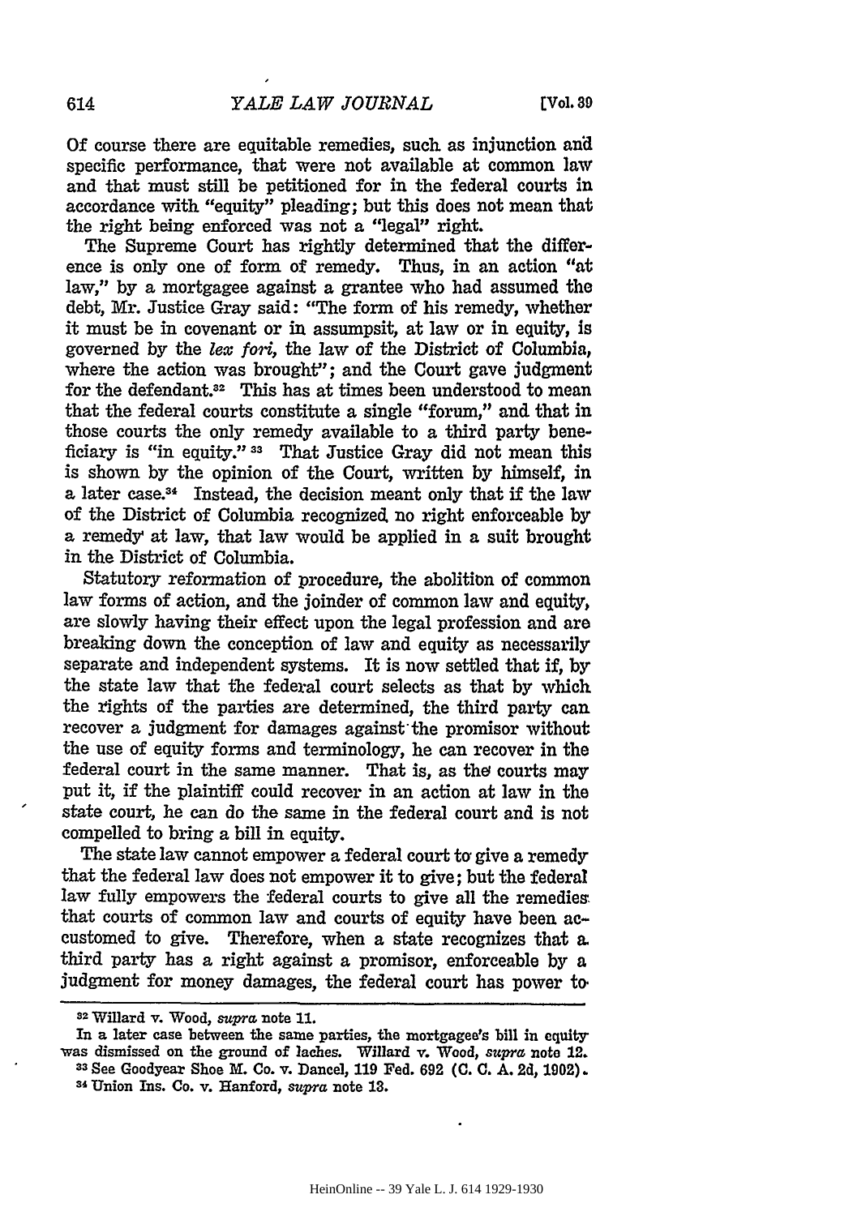Of course there are equitable remedies, such as injunction and specific performance, that were not available at common law and that must still be petitioned for in the federal courts in accordance with "equity" pleading; but this does not mean that the right being enforced was not a "legal" right.

The Supreme Court has rightly determined that the difference is only one of form of remedy. Thus, in an action "at law," by a mortgagee against a grantee who had assumed the debt, Mr. Justice Gray said: "The form of his remedy, whether it must be in covenant or in assumpsit, at law or in equity, is governed by the *lex fori*, the law of the District of Columbia, where the action was brought"; and the Court gave judgment for the defendant.[32] This has at times been understood to mean that the federal courts constitute a single "forum," and that in those courts the only remedy available to a third party beneficiary is "in equity."[33] That Justice Gray did not mean this is shown by the opinion of the Court, written by himself, in a later case.[34] Instead, the decision meant only that if the law of the District of Columbia recognized no right enforceable by a remedy at law, that law would be applied in a suit brought in the District of Columbia.

Statutory reformation of procedure, the abolition of common law forms of action, and the joinder of common law and equity, are slowly having their effect upon the legal profession and are breaking down the conception of law and equity as necessarily separate and independent systems. It is now settled that if, by the state law that the federal court selects as that by which the rights of the parties are determined, the third party can recover a judgment for damages against the promisor without the use of equity forms and terminology, he can recover in the federal court in the same manner. That is, as the courts may put it, if the plaintiff could recover in an action at law in the state court, he can do the same in the federal court and is not compelled to bring a bill in equity.

The state law cannot empower a federal court to give a remedy that the federal law does not empower it to give; but the federal law fully empowers the federal courts to give all the remedies that courts of common law and courts of equity have been accustomed to give. Therefore, when a state recognizes that a third party has a right against a promisor, enforceable by a judgment for money damages, the federal court has power to

---

[32] Willard v. Wood, *supra* note 11.

In a later case between the same parties, the mortgagee's bill in equity was dismissed on the ground of laches. Willard v. Wood, *supra* note 12.

[33] See Goodyear Shoe M. Co. v. Dancel, 119 Fed. 692 (C. C. A. 2d, 1902).

[34] Union Ins. Co. v. Hanford, *supra* note 13.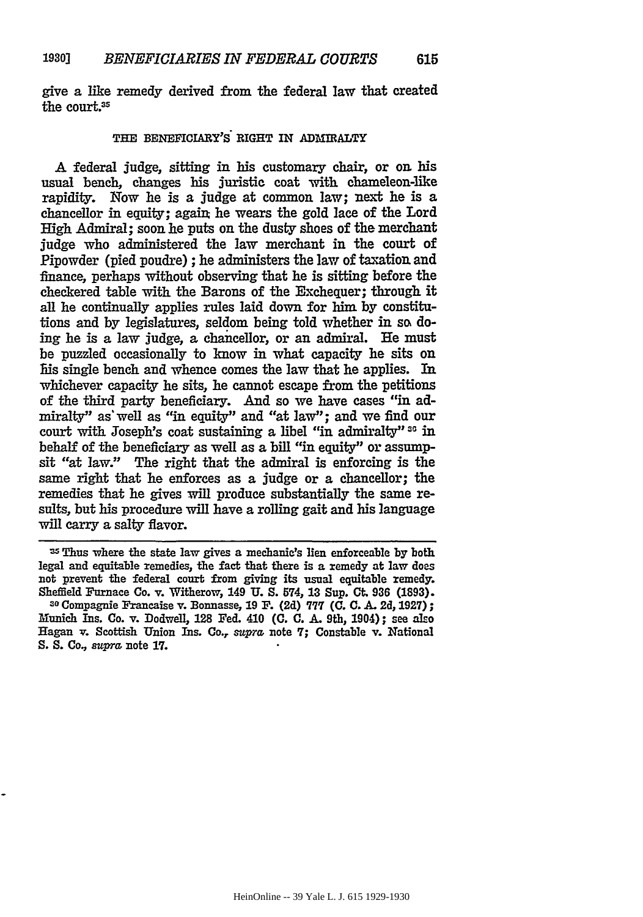give a like remedy derived from the federal law that created the court.[35]

## THE BENEFICIARY'S RIGHT IN ADMIRALTY

A federal judge, sitting in his customary chair, or on his usual bench, changes his juristic coat with chameleon-like rapidity. Now he is a judge at common law; next he is a chancellor in equity; again he wears the gold lace of the Lord High Admiral; soon he puts on the dusty shoes of the merchant judge who administered the law merchant in the court of Pipowder (pied poudre); he administers the law of taxation and finance, perhaps without observing that he is sitting before the checkered table with the Barons of the Exchequer; through it all he continually applies rules laid down for him by constitutions and by legislatures, seldom being told whether in so doing he is a law judge, a chancellor, or an admiral. He must be puzzled occasionally to know in what capacity he sits on his single bench and whence comes the law that he applies. In whichever capacity he sits, he cannot escape from the petitions of the third party beneficiary. And so we have cases "in admiralty" as well as "in equity" and "at law"; and we find our court with Joseph's coat sustaining a libel "in admiralty"[36] in behalf of the beneficiary as well as a bill "in equity" or assumpsit "at law." The right that the admiral is enforcing is the same right that he enforces as a judge or a chancellor; the remedies that he gives will produce substantially the same results, but his procedure will have a rolling gait and his language will carry a salty flavor.

---

[35] Thus where the state law gives a mechanic's lien enforceable by both legal and equitable remedies, the fact that there is a remedy at law does not prevent the federal court from giving its usual equitable remedy. Sheffield Furnace Co. v. Witherow, 149 U. S. 574, 13 Sup. Ct. 936 (1893).

[36] Compagnie Francaise v. Bonnasse, 19 F. (2d) 777 (C. C. A. 2d, 1927); Munich Ins. Co. v. Dodwell, 128 Fed. 410 (C. C. A. 9th, 1904); see also Hagan v. Scottish Union Ins. Co., *supra* note 7; Constable v. National S. S. Co., *supra* note 17.